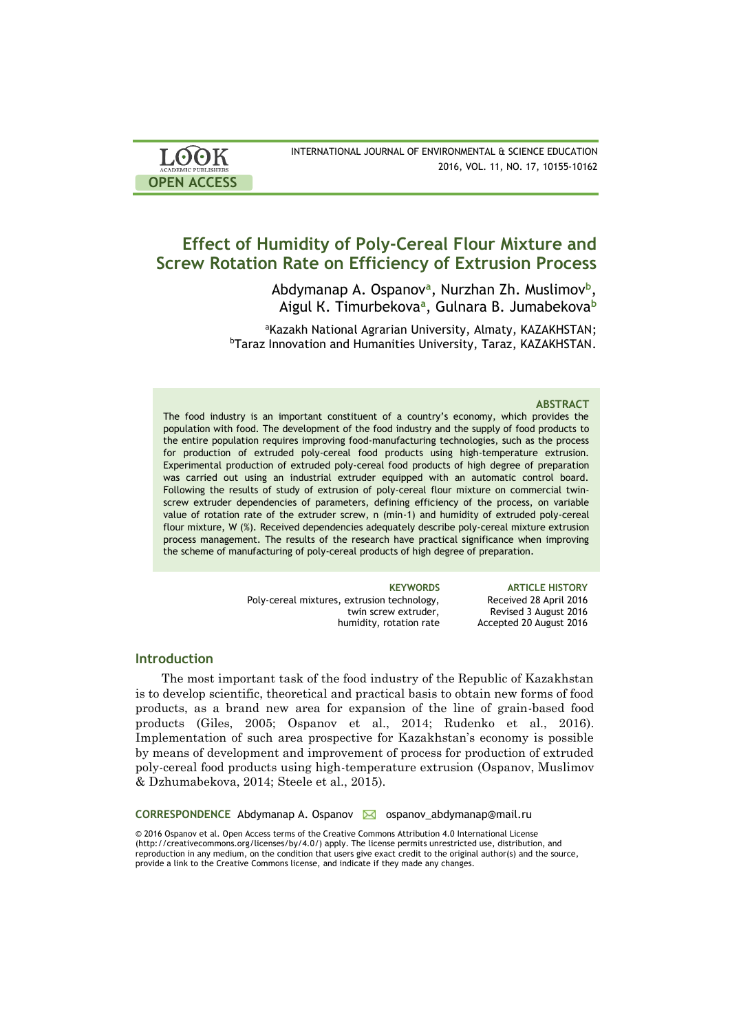# Effect of Humidity of Poly-Cereal Flour Mixture and Screw Rotation Rate on Efficiency of Extrusion Process

Abdymanap A. Ospanov[a], Nurzhan Zh. Muslimov[b], Aigul K. Timurbekova[a], Gulnara B. Jumabekova[b]

[a]Kazakh National Agrarian University, Almaty, KAZAKHSTAN;
[b]Taraz Innovation and Humanities University, Taraz, KAZAKHSTAN.

### ABSTRACT

The food industry is an important constituent of a country's economy, which provides the population with food. The development of the food industry and the supply of food products to the entire population requires improving food-manufacturing technologies, such as the process for production of extruded poly-cereal food products using high-temperature extrusion. Experimental production of extruded poly-cereal food products of high degree of preparation was carried out using an industrial extruder equipped with an automatic control board. Following the results of study of extrusion of poly-cereal flour mixture on commercial twin-screw extruder dependencies of parameters, defining efficiency of the process, on variable value of rotation rate of the extruder screw, n (min-1) and humidity of extruded poly-cereal flour mixture, W (%). Received dependencies adequately describe poly-cereal mixture extrusion process management. The results of the research have practical significance when improving the scheme of manufacturing of poly-cereal products of high degree of preparation.

**KEYWORDS**
Poly-cereal mixtures, extrusion technology, twin screw extruder, humidity, rotation rate

**ARTICLE HISTORY**
Received 28 April 2016
Revised 3 August 2016
Accepted 20 August 2016

## Introduction

The most important task of the food industry of the Republic of Kazakhstan is to develop scientific, theoretical and practical basis to obtain new forms of food products, as a brand new area for expansion of the line of grain-based food products (Giles, 2005; Ospanov et al., 2014; Rudenko et al., 2016). Implementation of such area prospective for Kazakhstan's economy is possible by means of development and improvement of process for production of extruded poly-cereal food products using high-temperature extrusion (Ospanov, Muslimov & Dzhumabekova, 2014; Steele et al., 2015).

**CORRESPONDENCE** Abdymanap A. Ospanov ✉ ospanov_abdymanap@mail.ru

© 2016 Ospanov et al. Open Access terms of the Creative Commons Attribution 4.0 International License (http://creativecommons.org/licenses/by/4.0/) apply. The license permits unrestricted use, distribution, and reproduction in any medium, on the condition that users give exact credit to the original author(s) and the source, provide a link to the Creative Commons license, and indicate if they made any changes.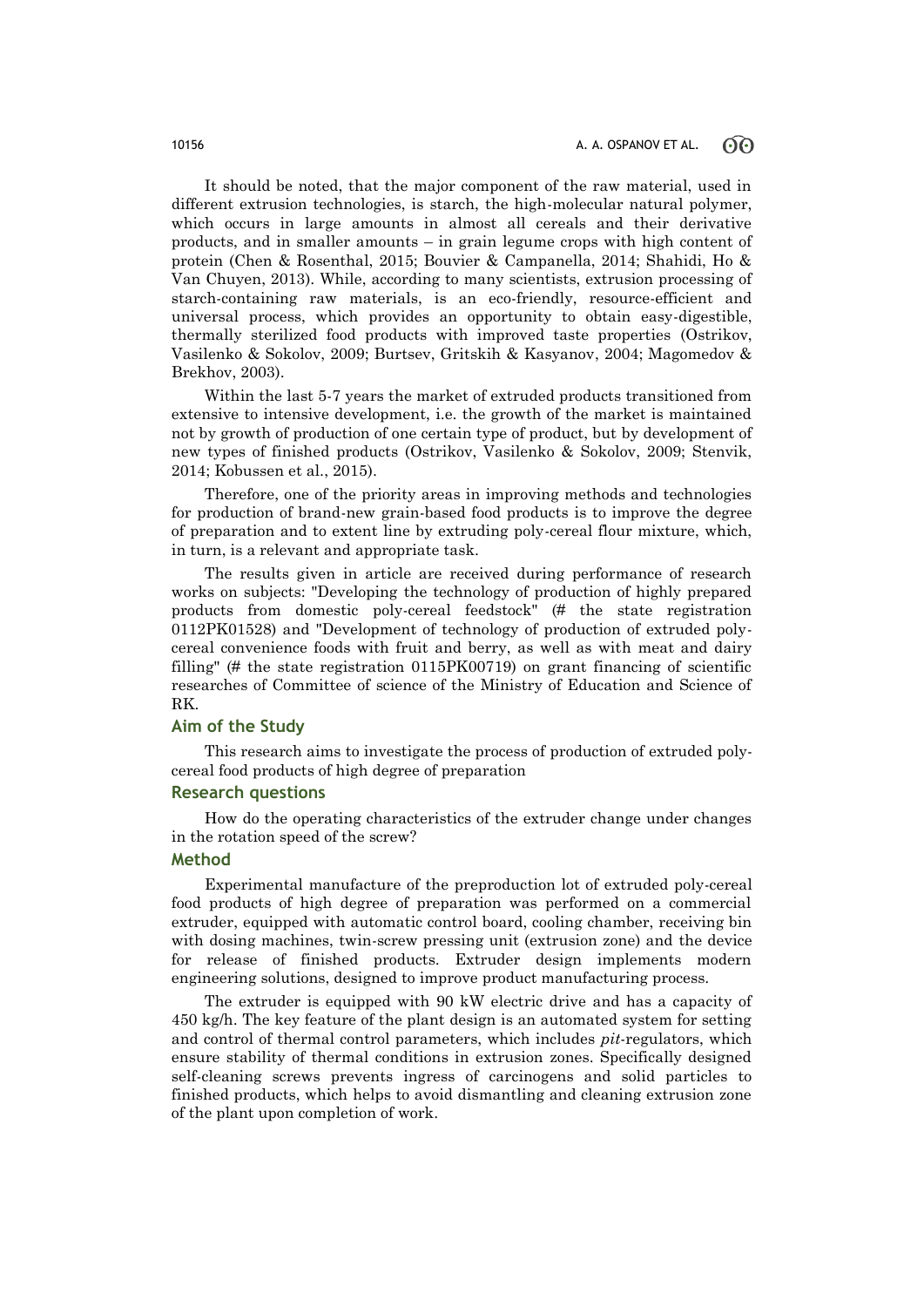It should be noted, that the major component of the raw material, used in different extrusion technologies, is starch, the high-molecular natural polymer, which occurs in large amounts in almost all cereals and their derivative products, and in smaller amounts – in grain legume crops with high content of protein (Chen & Rosenthal, 2015; Bouvier & Campanella, 2014; Shahidi, Ho & Van Chuyen, 2013). While, according to many scientists, extrusion processing of starch-containing raw materials, is an eco-friendly, resource-efficient and universal process, which provides an opportunity to obtain easy-digestible, thermally sterilized food products with improved taste properties (Ostrikov, Vasilenko & Sokolov, 2009; Burtsev, Gritskih & Kasyanov, 2004; Magomedov & Brekhov, 2003).

Within the last 5-7 years the market of extruded products transitioned from extensive to intensive development, i.e. the growth of the market is maintained not by growth of production of one certain type of product, but by development of new types of finished products (Ostrikov, Vasilenko & Sokolov, 2009; Stenvik, 2014; Kobussen et al., 2015).

Therefore, one of the priority areas in improving methods and technologies for production of brand-new grain-based food products is to improve the degree of preparation and to extent line by extruding poly-cereal flour mixture, which, in turn, is a relevant and appropriate task.

The results given in article are received during performance of research works on subjects: "Developing the technology of production of highly prepared products from domestic poly-cereal feedstock" (# the state registration 0112PK01528) and "Development of technology of production of extruded poly-cereal convenience foods with fruit and berry, as well as with meat and dairy filling" (# the state registration 0115PK00719) on grant financing of scientific researches of Committee of science of the Ministry of Education and Science of RK.

## Aim of the Study

This research aims to investigate the process of production of extruded poly-cereal food products of high degree of preparation

## Research questions

How do the operating characteristics of the extruder change under changes in the rotation speed of the screw?

## Method

Experimental manufacture of the preproduction lot of extruded poly-cereal food products of high degree of preparation was performed on a commercial extruder, equipped with automatic control board, cooling chamber, receiving bin with dosing machines, twin-screw pressing unit (extrusion zone) and the device for release of finished products. Extruder design implements modern engineering solutions, designed to improve product manufacturing process.

The extruder is equipped with 90 kW electric drive and has a capacity of 450 kg/h. The key feature of the plant design is an automated system for setting and control of thermal control parameters, which includes *pit*-regulators, which ensure stability of thermal conditions in extrusion zones. Specifically designed self-cleaning screws prevents ingress of carcinogens and solid particles to finished products, which helps to avoid dismantling and cleaning extrusion zone of the plant upon completion of work.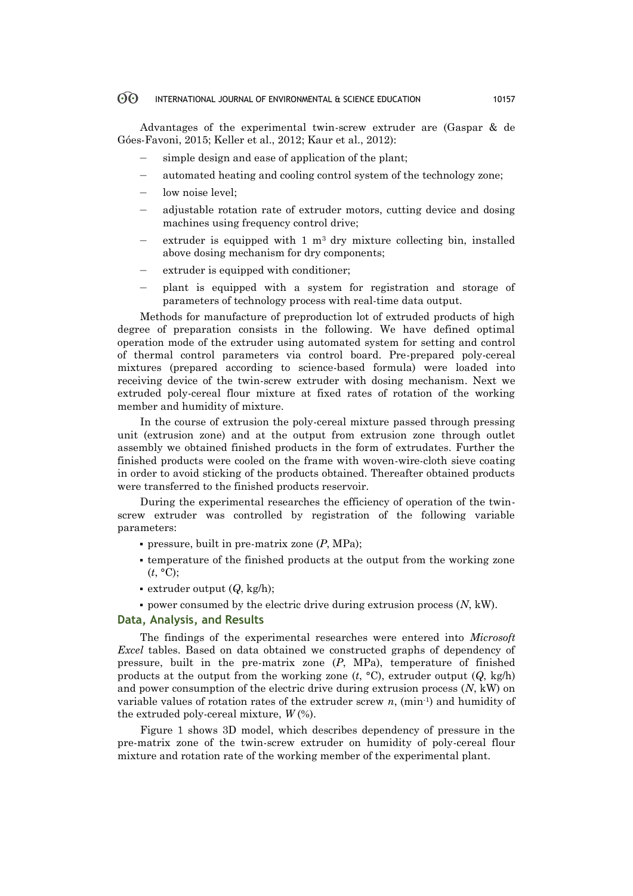Advantages of the experimental twin-screw extruder are (Gaspar & de Góes-Favoni, 2015; Keller et al., 2012; Kaur et al., 2012):

- simple design and ease of application of the plant;
- automated heating and cooling control system of the technology zone;
- low noise level;
- adjustable rotation rate of extruder motors, cutting device and dosing machines using frequency control drive;
- extruder is equipped with 1 $m^3$ dry mixture collecting bin, installed above dosing mechanism for dry components;
- extruder is equipped with conditioner;
- plant is equipped with a system for registration and storage of parameters of technology process with real-time data output.

Methods for manufacture of preproduction lot of extruded products of high degree of preparation consists in the following. We have defined optimal operation mode of the extruder using automated system for setting and control of thermal control parameters via control board. Pre-prepared poly-cereal mixtures (prepared according to science-based formula) were loaded into receiving device of the twin-screw extruder with dosing mechanism. Next we extruded poly-cereal flour mixture at fixed rates of rotation of the working member and humidity of mixture.

In the course of extrusion the poly-cereal mixture passed through pressing unit (extrusion zone) and at the output from extrusion zone through outlet assembly we obtained finished products in the form of extrudates. Further the finished products were cooled on the frame with woven-wire-cloth sieve coating in order to avoid sticking of the products obtained. Thereafter obtained products were transferred to the finished products reservoir.

During the experimental researches the efficiency of operation of the twin-screw extruder was controlled by registration of the following variable parameters:

- pressure, built in pre-matrix zone ($P$, MPa);
- temperature of the finished products at the output from the working zone ($t$, °C);
- extruder output ($Q$, kg/h);
- power consumed by the electric drive during extrusion process ($N$, kW).

## Data, Analysis, and Results

The findings of the experimental researches were entered into *Microsoft Excel* tables. Based on data obtained we constructed graphs of dependency of pressure, built in the pre-matrix zone ($P$, MPa), temperature of finished products at the output from the working zone ($t$, °C), extruder output ($Q$, kg/h) and power consumption of the electric drive during extrusion process ($N$, kW) on variable values of rotation rates of the extruder screw $n$, ($min^{-1}$) and humidity of the extruded poly-cereal mixture, $W$ (%).

Figure 1 shows 3D model, which describes dependency of pressure in the pre-matrix zone of the twin-screw extruder on humidity of poly-cereal flour mixture and rotation rate of the working member of the experimental plant.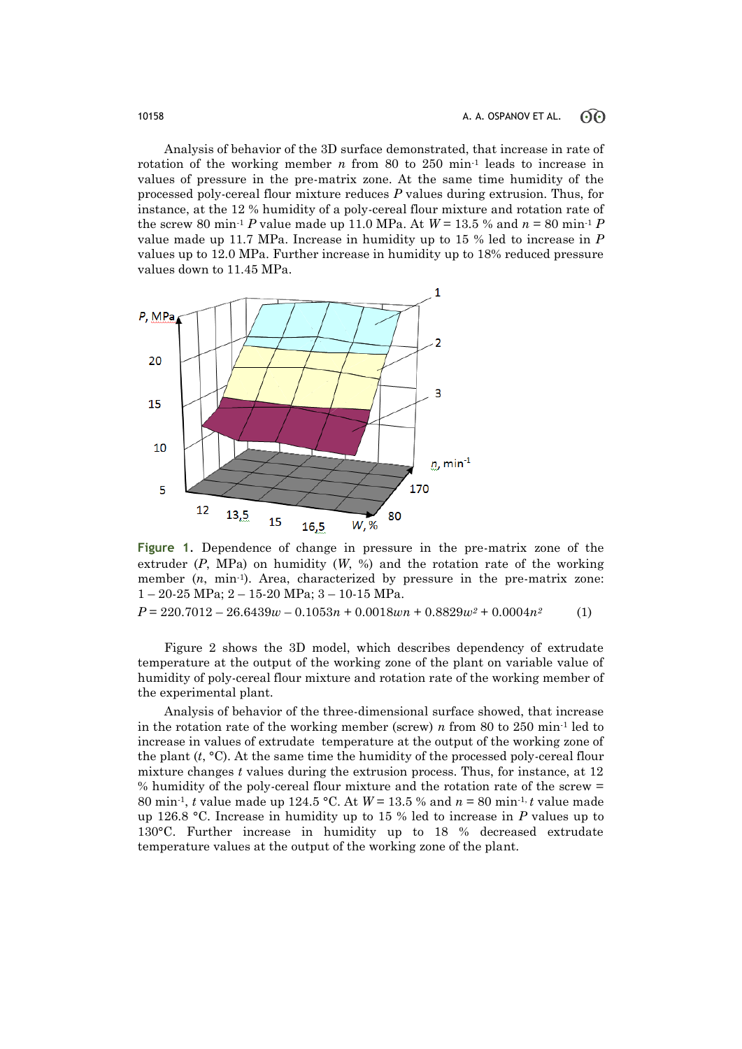Analysis of behavior of the 3D surface demonstrated, that increase in rate of rotation of the working member $n$ from 80 to 250 min$^{-1}$ leads to increase in values of pressure in the pre-matrix zone. At the same time humidity of the processed poly-cereal flour mixture reduces $P$ values during extrusion. Thus, for instance, at the 12 % humidity of a poly-cereal flour mixture and rotation rate of the screw 80 min$^{-1}$ $P$ value made up 11.0 MPa. At $W = 13.5$ % and $n = 80$ min$^{-1}$ $P$ value made up 11.7 MPa. Increase in humidity up to 15 % led to increase in $P$ values up to 12.0 MPa. Further increase in humidity up to 18% reduced pressure values down to 11.45 MPa.

**Figure 1.** Dependence of change in pressure in the pre-matrix zone of the extruder ($P$, MPa) on humidity ($W$, %) and the rotation rate of the working member ($n$, min$^{-1}$). Area, characterized by pressure in the pre-matrix zone: 1 – 20-25 MPa; 2 – 15-20 MPa; 3 – 10-15 MPa.

$$P = 220.7012 - 26.6439w - 0.1053n + 0.0018wn + 0.8829w^2 + 0.0004n^2 \quad (1)$$

Figure 2 shows the 3D model, which describes dependency of extrudate temperature at the output of the working zone of the plant on variable value of humidity of poly-cereal flour mixture and rotation rate of the working member of the experimental plant.

Analysis of behavior of the three-dimensional surface showed, that increase in the rotation rate of the working member (screw) $n$ from 80 to 250 min$^{-1}$ led to increase in values of extrudate temperature at the output of the working zone of the plant ($t$, °C). At the same time the humidity of the processed poly-cereal flour mixture changes $t$ values during the extrusion process. Thus, for instance, at 12 % humidity of the poly-cereal flour mixture and the rotation rate of the screw = 80 min$^{-1}$, $t$ value made up 124.5 °C. At $W = 13.5$ % and $n = 80$ min$^{-1}$, $t$ value made up 126.8 °C. Increase in humidity up to 15 % led to increase in $P$ values up to 130°C. Further increase in humidity up to 18 % decreased extrudate temperature values at the output of the working zone of the plant.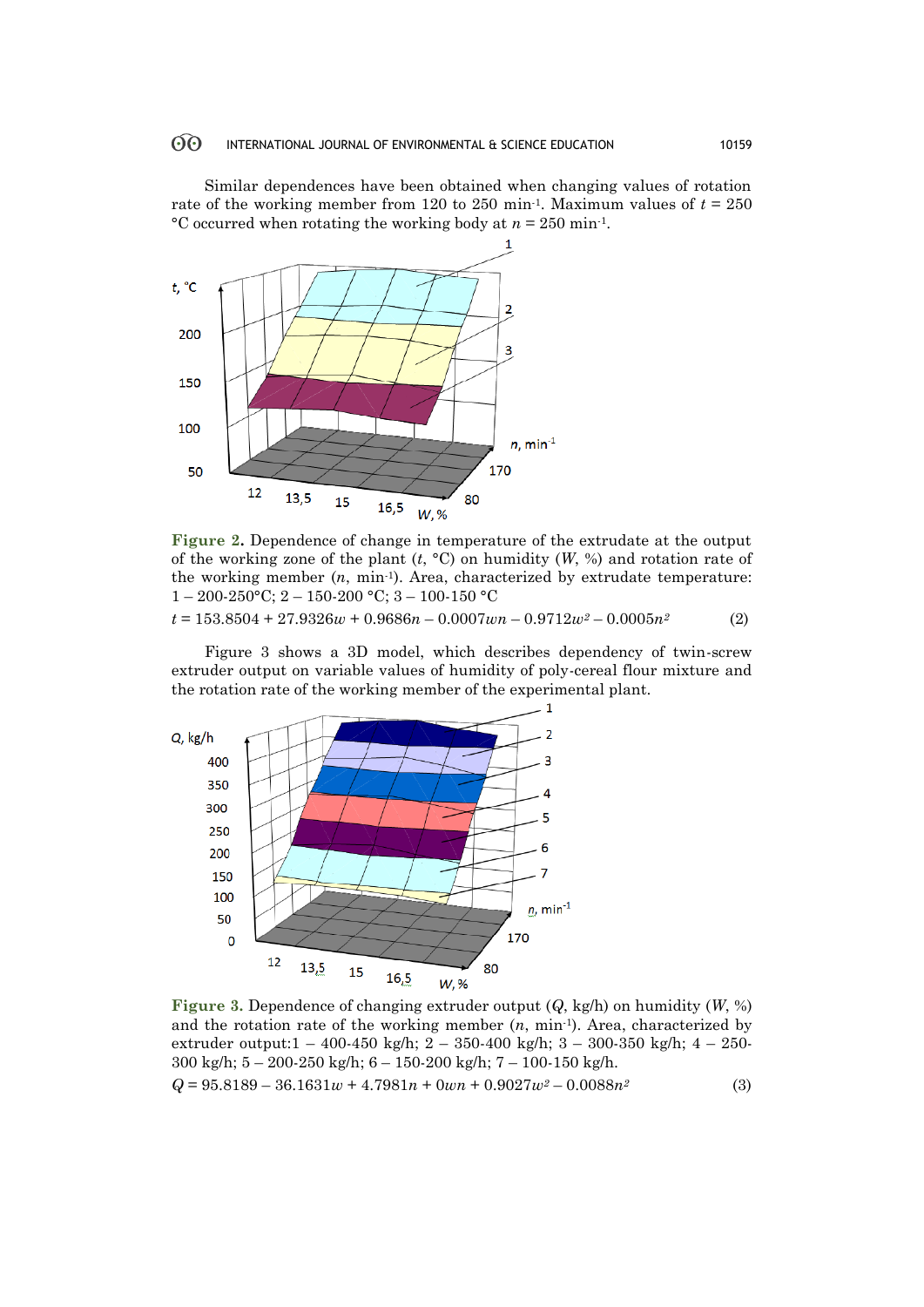Similar dependences have been obtained when changing values of rotation rate of the working member from 120 to 250 min$^{-1}$. Maximum values of $t$ = 250 °C occurred when rotating the working body at $n$ = 250 min$^{-1}$.

**Figure 2.** Dependence of change in temperature of the extrudate at the output of the working zone of the plant ($t$, °C) on humidity ($W$, %) and rotation rate of the working member ($n$, min$^{-1}$). Area, characterized by extrudate temperature: 1 – 200-250°C; 2 – 150-200 °C; 3 – 100-150 °C

$$t = 153.8504 + 27.9326w + 0.9686n - 0.0007wn - 0.9712w^2 - 0.0005n^2 \quad (2)$$

Figure 3 shows a 3D model, which describes dependency of twin-screw extruder output on variable values of humidity of poly-cereal flour mixture and the rotation rate of the working member of the experimental plant.

**Figure 3.** Dependence of changing extruder output ($Q$, kg/h) on humidity ($W$, %) and the rotation rate of the working member ($n$, min$^{-1}$). Area, characterized by extruder output:1 – 400-450 kg/h; 2 – 350-400 kg/h; 3 – 300-350 kg/h; 4 – 250-300 kg/h; 5 – 200-250 kg/h; 6 – 150-200 kg/h; 7 – 100-150 kg/h.

$$Q = 95.8189 - 36.1631w + 4.7981n + 0wn + 0.9027w^2 - 0.0088n^2 \quad (3)$$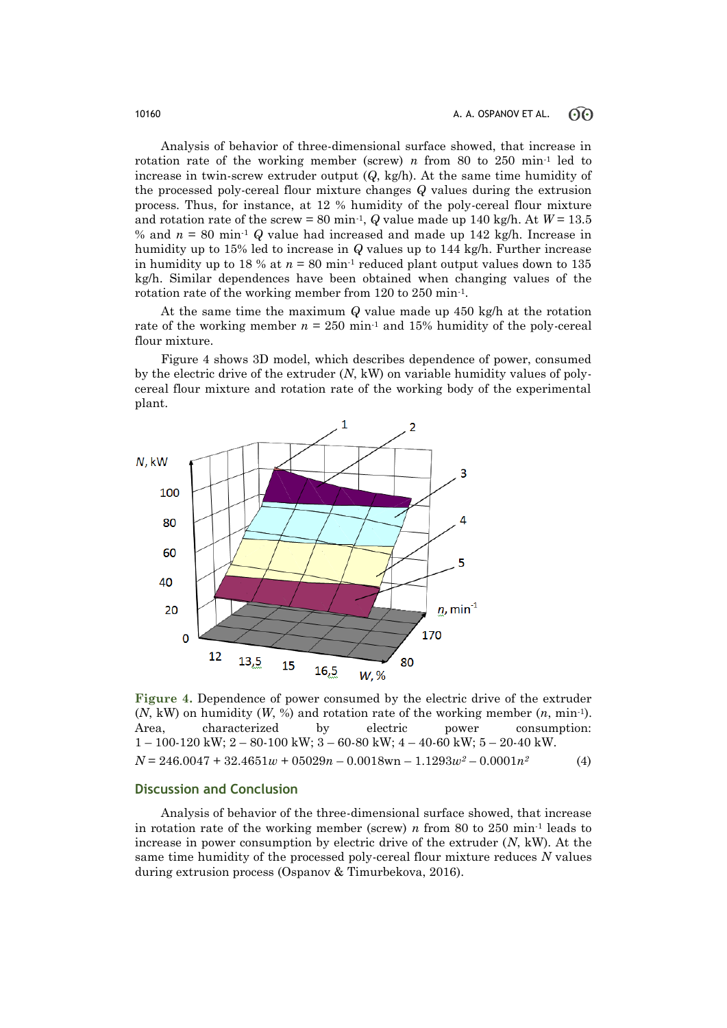Analysis of behavior of three-dimensional surface showed, that increase in rotation rate of the working member (screw) $n$ from 80 to 250 min$^{-1}$ led to increase in twin-screw extruder output ($Q$, kg/h). At the same time humidity of the processed poly-cereal flour mixture changes $Q$ values during the extrusion process. Thus, for instance, at 12 % humidity of the poly-cereal flour mixture and rotation rate of the screw = 80 min$^{-1}$, $Q$ value made up 140 kg/h. At $W$ = 13.5 % and $n$ = 80 min$^{-1}$ $Q$ value had increased and made up 142 kg/h. Increase in humidity up to 15% led to increase in $Q$ values up to 144 kg/h. Further increase in humidity up to 18 % at $n$ = 80 min$^{-1}$ reduced plant output values down to 135 kg/h. Similar dependences have been obtained when changing values of the rotation rate of the working member from 120 to 250 min$^{-1}$.

At the same time the maximum $Q$ value made up 450 kg/h at the rotation rate of the working member $n$ = 250 min$^{-1}$ and 15% humidity of the poly-cereal flour mixture.

Figure 4 shows 3D model, which describes dependence of power, consumed by the electric drive of the extruder ($N$, kW) on variable humidity values of poly-cereal flour mixture and rotation rate of the working body of the experimental plant.

**Figure 4.** Dependence of power consumed by the electric drive of the extruder ($N$, kW) on humidity ($W$, %) and rotation rate of the working member ($n$, min$^{-1}$). Area, characterized by electric power consumption: 1 – 100-120 kW; 2 – 80-100 kW; 3 – 60-80 kW; 4 – 40-60 kW; 5 – 20-40 kW.

$$N = 246.0047 + 32.4651w + 05029n - 0.0018wn - 1.1293w^2 - 0.0001n^2 \quad (4)$$

## Discussion and Conclusion

Analysis of behavior of the three-dimensional surface showed, that increase in rotation rate of the working member (screw) $n$ from 80 to 250 min$^{-1}$ leads to increase in power consumption by electric drive of the extruder ($N$, kW). At the same time humidity of the processed poly-cereal flour mixture reduces $N$ values during extrusion process (Ospanov & Timurbekova, 2016).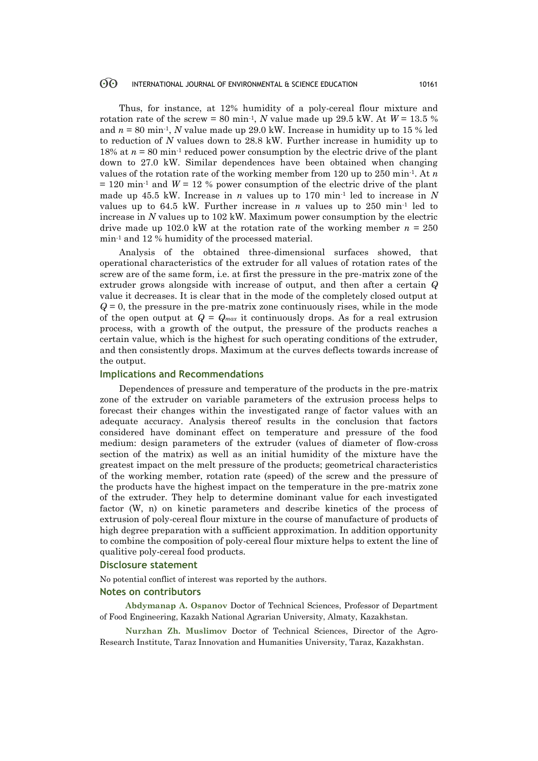Thus, for instance, at 12% humidity of a poly-cereal flour mixture and rotation rate of the screw = 80 min$^{-1}$, $N$ value made up 29.5 kW. At $W$ = 13.5 % and $n$ = 80 min$^{-1}$, $N$ value made up 29.0 kW. Increase in humidity up to 15 % led to reduction of $N$ values down to 28.8 kW. Further increase in humidity up to 18% at $n$ = 80 min$^{-1}$ reduced power consumption by the electric drive of the plant down to 27.0 kW. Similar dependences have been obtained when changing values of the rotation rate of the working member from 120 up to 250 min$^{-1}$. At $n$ = 120 min$^{-1}$ and $W$ = 12 % power consumption of the electric drive of the plant made up 45.5 kW. Increase in $n$ values up to 170 min$^{-1}$ led to increase in $N$ values up to 64.5 kW. Further increase in $n$ values up to 250 min$^{-1}$ led to increase in $N$ values up to 102 kW. Maximum power consumption by the electric drive made up 102.0 kW at the rotation rate of the working member $n$ = 250 min$^{-1}$ and 12 % humidity of the processed material.

Analysis of the obtained three-dimensional surfaces showed, that operational characteristics of the extruder for all values of rotation rates of the screw are of the same form, i.e. at first the pressure in the pre-matrix zone of the extruder grows alongside with increase of output, and then after a certain $Q$ value it decreases. It is clear that in the mode of the completely closed output at $Q = 0$, the pressure in the pre-matrix zone continuously rises, while in the mode of the open output at $Q = Q_{max}$ it continuously drops. As for a real extrusion process, with a growth of the output, the pressure of the products reaches a certain value, which is the highest for such operating conditions of the extruder, and then consistently drops. Maximum at the curves deflects towards increase of the output.

## Implications and Recommendations

Dependences of pressure and temperature of the products in the pre-matrix zone of the extruder on variable parameters of the extrusion process helps to forecast their changes within the investigated range of factor values with an adequate accuracy. Analysis thereof results in the conclusion that factors considered have dominant effect on temperature and pressure of the food medium: design parameters of the extruder (values of diameter of flow-cross section of the matrix) as well as an initial humidity of the mixture have the greatest impact on the melt pressure of the products; geometrical characteristics of the working member, rotation rate (speed) of the screw and the pressure of the products have the highest impact on the temperature in the pre-matrix zone of the extruder. They help to determine dominant value for each investigated factor (W, n) on kinetic parameters and describe kinetics of the process of extrusion of poly-cereal flour mixture in the course of manufacture of products of high degree preparation with a sufficient approximation. In addition opportunity to combine the composition of poly-cereal flour mixture helps to extent the line of qualitive poly-cereal food products.

## Disclosure statement

No potential conflict of interest was reported by the authors.

## Notes on contributors

**Abdymanap A. Ospanov** Doctor of Technical Sciences, Professor of Department of Food Engineering, Kazakh National Agrarian University, Almaty, Kazakhstan.

**Nurzhan Zh. Muslimov** Doctor of Technical Sciences, Director of the Agro-Research Institute, Taraz Innovation and Humanities University, Taraz, Kazakhstan.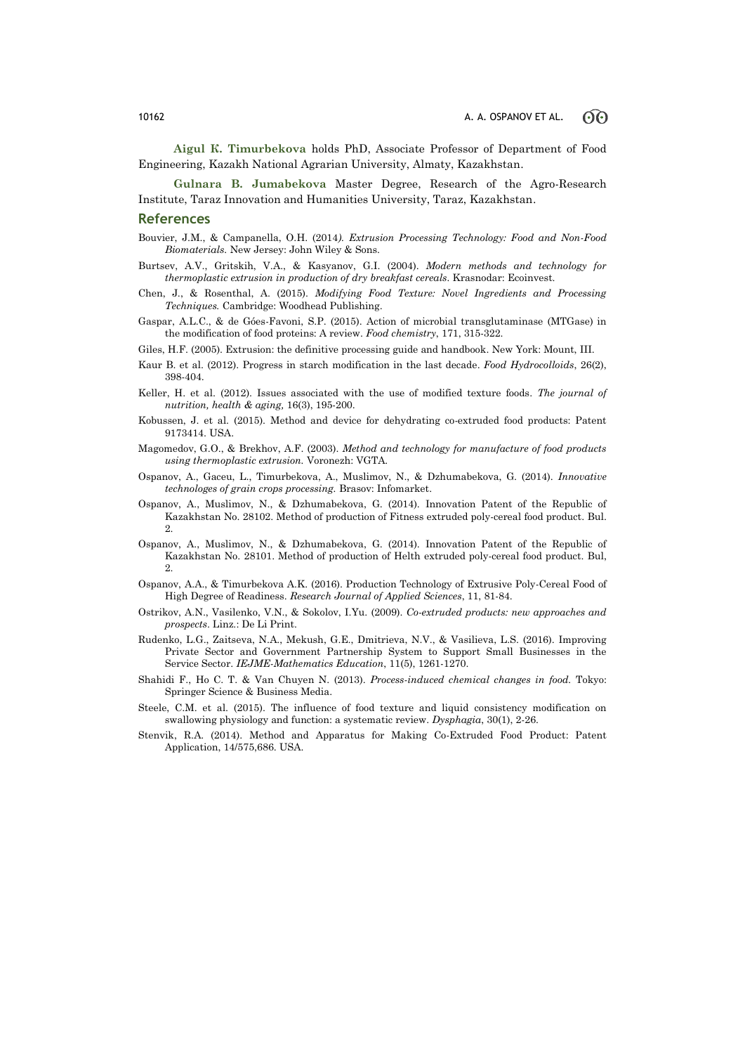**Aigul K. Timurbekova** holds PhD, Associate Professor of Department of Food Engineering, Kazakh National Agrarian University, Almaty, Kazakhstan.

**Gulnara B. Jumabekova** Master Degree, Research of the Agro-Research Institute, Taraz Innovation and Humanities University, Taraz, Kazakhstan.

## References

Bouvier, J.M., & Campanella, O.H. (2014). *Extrusion Processing Technology: Food and Non-Food Biomaterials.* New Jersey: John Wiley & Sons.

Burtsev, A.V., Gritskih, V.A., & Kasyanov, G.I. (2004). *Modern methods and technology for thermoplastic extrusion in production of dry breakfast cereals*. Krasnodar: Ecoinvest.

Chen, J., & Rosenthal, A. (2015). *Modifying Food Texture: Novel Ingredients and Processing Techniques.* Cambridge: Woodhead Publishing.

Gaspar, A.L.C., & de Góes-Favoni, S.P. (2015). Action of microbial transglutaminase (MTGase) in the modification of food proteins: A review. *Food chemistry*, 171, 315-322.

Giles, H.F. (2005). Extrusion: the definitive processing guide and handbook. New York: Mount, III.

Kaur B. et al. (2012). Progress in starch modification in the last decade. *Food Hydrocolloids*, 26(2), 398-404.

Keller, H. et al. (2012). Issues associated with the use of modified texture foods. *The journal of nutrition, health & aging,* 16(3), 195-200.

Kobussen, J. et al. (2015). Method and device for dehydrating co-extruded food products: Patent 9173414. USA.

Magomedov, G.O., & Brekhov, A.F. (2003). *Method and technology for manufacture of food products using thermoplastic extrusion.* Voronezh: VGTA.

Ospanov, A., Gaceu, L., Timurbekova, A., Muslimov, N., & Dzhumabekova, G. (2014). *Innovative technologes of grain crops processing.* Brasov: Infomarket.

Ospanov, A., Muslimov, N., & Dzhumabekova, G. (2014). Innovation Patent of the Republic of Kazakhstan No. 28102. Method of production of Fitness extruded poly-cereal food product. Bul. 2.

Ospanov, A., Muslimov, N., & Dzhumabekova, G. (2014). Innovation Patent of the Republic of Kazakhstan No. 28101. Method of production of Helth extruded poly-cereal food product. Bul, 2.

Ospanov, A.A., & Timurbekova A.K. (2016). Production Technology of Extrusive Poly-Cereal Food of High Degree of Readiness. *Research Journal of Applied Sciences*, 11, 81-84.

Ostrikov, A.N., Vasilenko, V.N., & Sokolov, I.Yu. (2009). *Co-extruded products: new approaches and prospects*. Linz.: De Li Print.

Rudenko, L.G., Zaitseva, N.A., Mekush, G.E., Dmitrieva, N.V., & Vasilieva, L.S. (2016). Improving Private Sector and Government Partnership System to Support Small Businesses in the Service Sector. *IEJME-Mathematics Education*, 11(5), 1261-1270.

Shahidi F., Ho C. T. & Van Chuyen N. (2013). *Process-induced chemical changes in food.* Tokyo: Springer Science & Business Media.

Steele, C.M. et al. (2015). The influence of food texture and liquid consistency modification on swallowing physiology and function: a systematic review. *Dysphagia*, 30(1), 2-26.

Stenvik, R.A. (2014). Method and Apparatus for Making Co-Extruded Food Product: Patent Application, 14/575,686. USA.